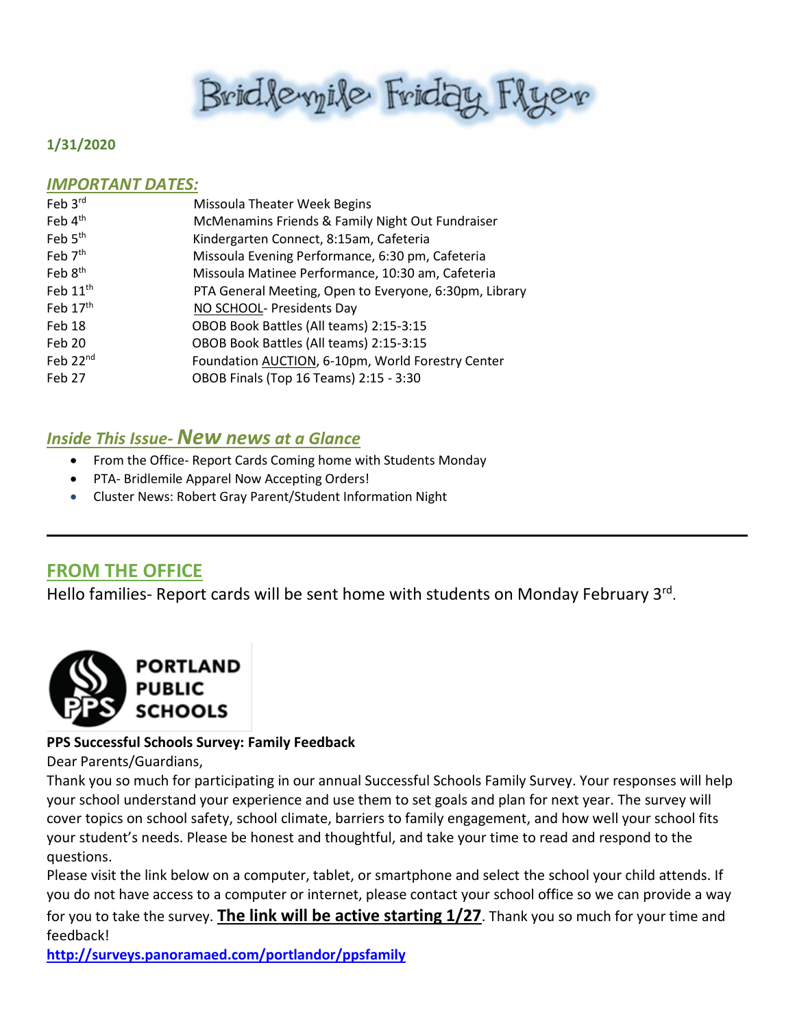# Bridlemile Friday Flyer

**1/31/2020**

## *IMPORTANT DATES:*

| | |
|---|---|
| Feb 3rd | Missoula Theater Week Begins |
| Feb 4th | McMenamins Friends & Family Night Out Fundraiser |
| Feb 5th | Kindergarten Connect, 8:15am, Cafeteria |
| Feb 7th | Missoula Evening Performance, 6:30 pm, Cafeteria |
| Feb 8th | Missoula Matinee Performance, 10:30 am, Cafeteria |
| Feb 11th | PTA General Meeting, Open to Everyone, 6:30pm, Library |
| Feb 17th | NO SCHOOL- Presidents Day |
| Feb 18 | OBOB Book Battles (All teams) 2:15-3:15 |
| Feb 20 | OBOB Book Battles (All teams) 2:15-3:15 |
| Feb 22nd | Foundation AUCTION, 6-10pm, World Forestry Center |
| Feb 27 | OBOB Finals (Top 16 Teams) 2:15 - 3:30 |

## *Inside This Issue- New news at a Glance*

- From the Office- Report Cards Coming home with Students Monday
- PTA- Bridlemile Apparel Now Accepting Orders!
- Cluster News: Robert Gray Parent/Student Information Night

---

## FROM THE OFFICE

Hello families- Report cards will be sent home with students on Monday February 3rd.

PORTLAND PUBLIC SCHOOLS

**PPS Successful Schools Survey: Family Feedback**

Dear Parents/Guardians,

Thank you so much for participating in our annual Successful Schools Family Survey. Your responses will help your school understand your experience and use them to set goals and plan for next year. The survey will cover topics on school safety, school climate, barriers to family engagement, and how well your school fits your student's needs. Please be honest and thoughtful, and take your time to read and respond to the questions.

Please visit the link below on a computer, tablet, or smartphone and select the school your child attends. If you do not have access to a computer or internet, please contact your school office so we can provide a way for you to take the survey. **The link will be active starting 1/27**. Thank you so much for your time and feedback!

**http://surveys.panoramaed.com/portlandor/ppsfamily**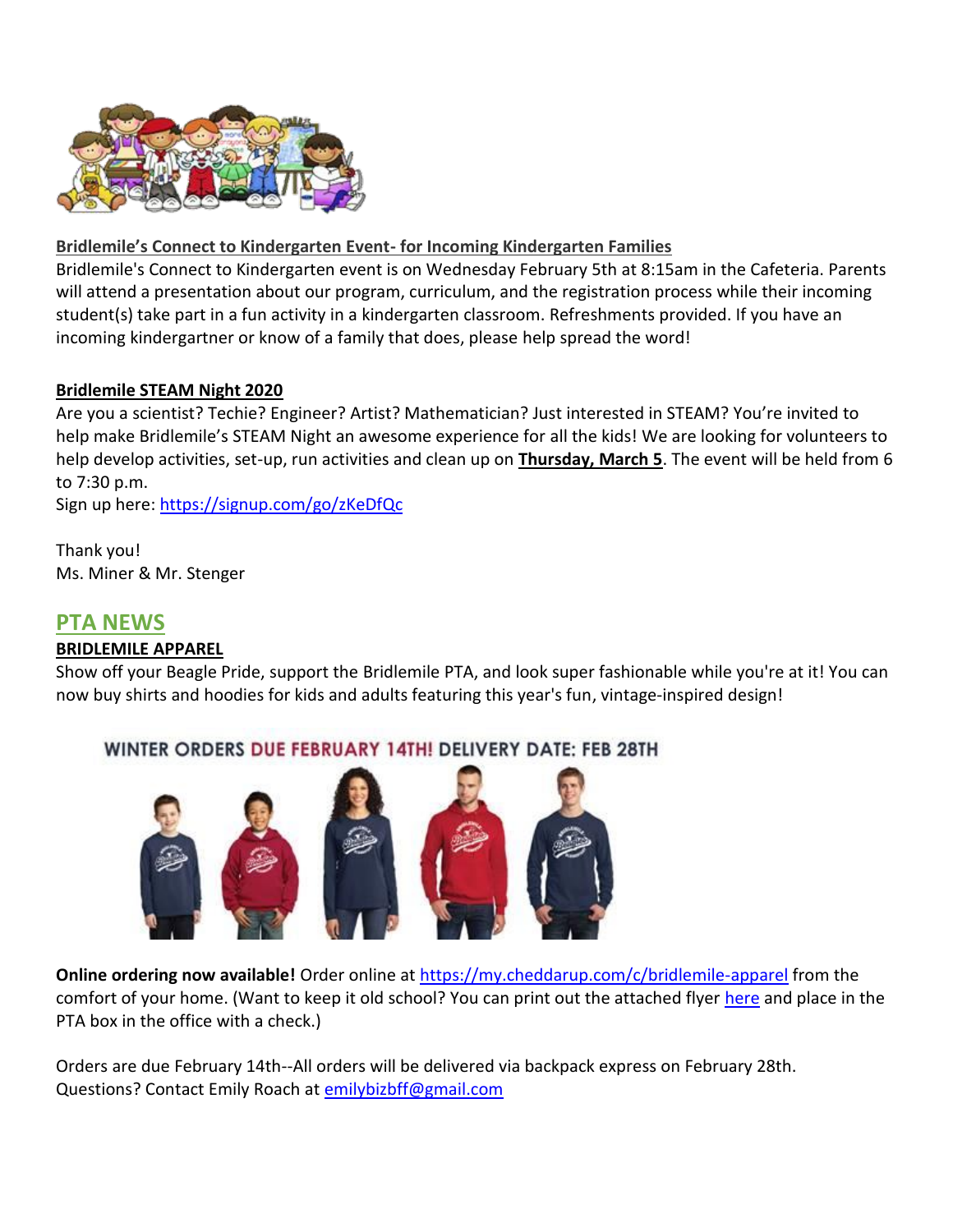**Bridlemile's Connect to Kindergarten Event- for Incoming Kindergarten Families**

Bridlemile's Connect to Kindergarten event is on Wednesday February 5th at 8:15am in the Cafeteria. Parents will attend a presentation about our program, curriculum, and the registration process while their incoming student(s) take part in a fun activity in a kindergarten classroom. Refreshments provided. If you have an incoming kindergartner or know of a family that does, please help spread the word!

**Bridlemile STEAM Night 2020**

Are you a scientist? Techie? Engineer? Artist? Mathematician? Just interested in STEAM? You're invited to help make Bridlemile's STEAM Night an awesome experience for all the kids! We are looking for volunteers to help develop activities, set-up, run activities and clean up on **Thursday, March 5**. The event will be held from 6 to 7:30 p.m.

Sign up here: https://signup.com/go/zKeDfQc

Thank you!

Ms. Miner & Mr. Stenger

## PTA NEWS

**BRIDLEMILE APPAREL**

Show off your Beagle Pride, support the Bridlemile PTA, and look super fashionable while you're at it! You can now buy shirts and hoodies for kids and adults featuring this year's fun, vintage-inspired design!

WINTER ORDERS DUE FEBRUARY 14TH! DELIVERY DATE: FEB 28TH

**Online ordering now available!** Order online at https://my.cheddarup.com/c/bridlemile-apparel from the comfort of your home. (Want to keep it old school? You can print out the attached flyer here and place in the PTA box in the office with a check.)

Orders are due February 14th--All orders will be delivered via backpack express on February 28th. Questions? Contact Emily Roach at emilybizbff@gmail.com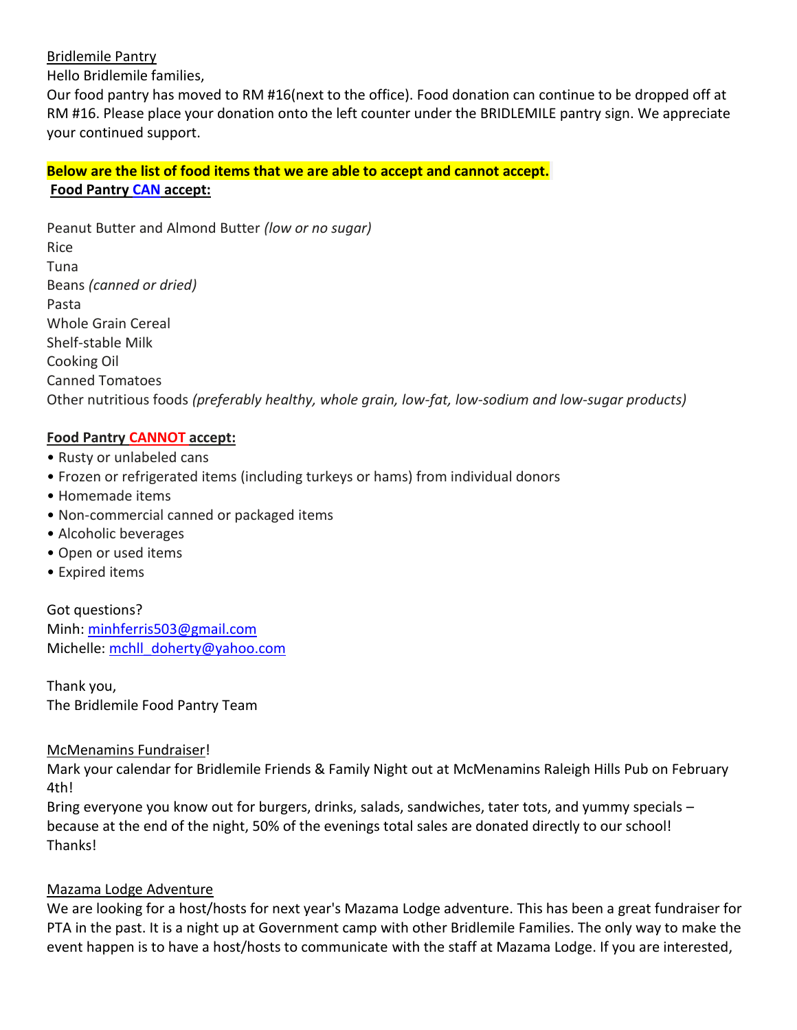Bridlemile Pantry

Hello Bridlemile families,

Our food pantry has moved to RM #16(next to the office). Food donation can continue to be dropped off at RM #16. Please place your donation onto the left counter under the BRIDLEMILE pantry sign. We appreciate your continued support.

**Below are the list of food items that we are able to accept and cannot accept.**

**Food Pantry CAN accept:**

Peanut Butter and Almond Butter *(low or no sugar)*
Rice
Tuna
Beans *(canned or dried)*
Pasta
Whole Grain Cereal
Shelf-stable Milk
Cooking Oil
Canned Tomatoes
Other nutritious foods *(preferably healthy, whole grain, low-fat, low-sodium and low-sugar products)*

**Food Pantry CANNOT accept:**

- Rusty or unlabeled cans
- Frozen or refrigerated items (including turkeys or hams) from individual donors
- Homemade items
- Non-commercial canned or packaged items
- Alcoholic beverages
- Open or used items
- Expired items

Got questions?
Minh: minhferris503@gmail.com
Michelle: mchll_doherty@yahoo.com

Thank you,
The Bridlemile Food Pantry Team

McMenamins Fundraiser!

Mark your calendar for Bridlemile Friends & Family Night out at McMenamins Raleigh Hills Pub on February 4th!

Bring everyone you know out for burgers, drinks, salads, sandwiches, tater tots, and yummy specials – because at the end of the night, 50% of the evenings total sales are donated directly to our school!
Thanks!

Mazama Lodge Adventure

We are looking for a host/hosts for next year's Mazama Lodge adventure. This has been a great fundraiser for PTA in the past. It is a night up at Government camp with other Bridlemile Families. The only way to make the event happen is to have a host/hosts to communicate with the staff at Mazama Lodge. If you are interested,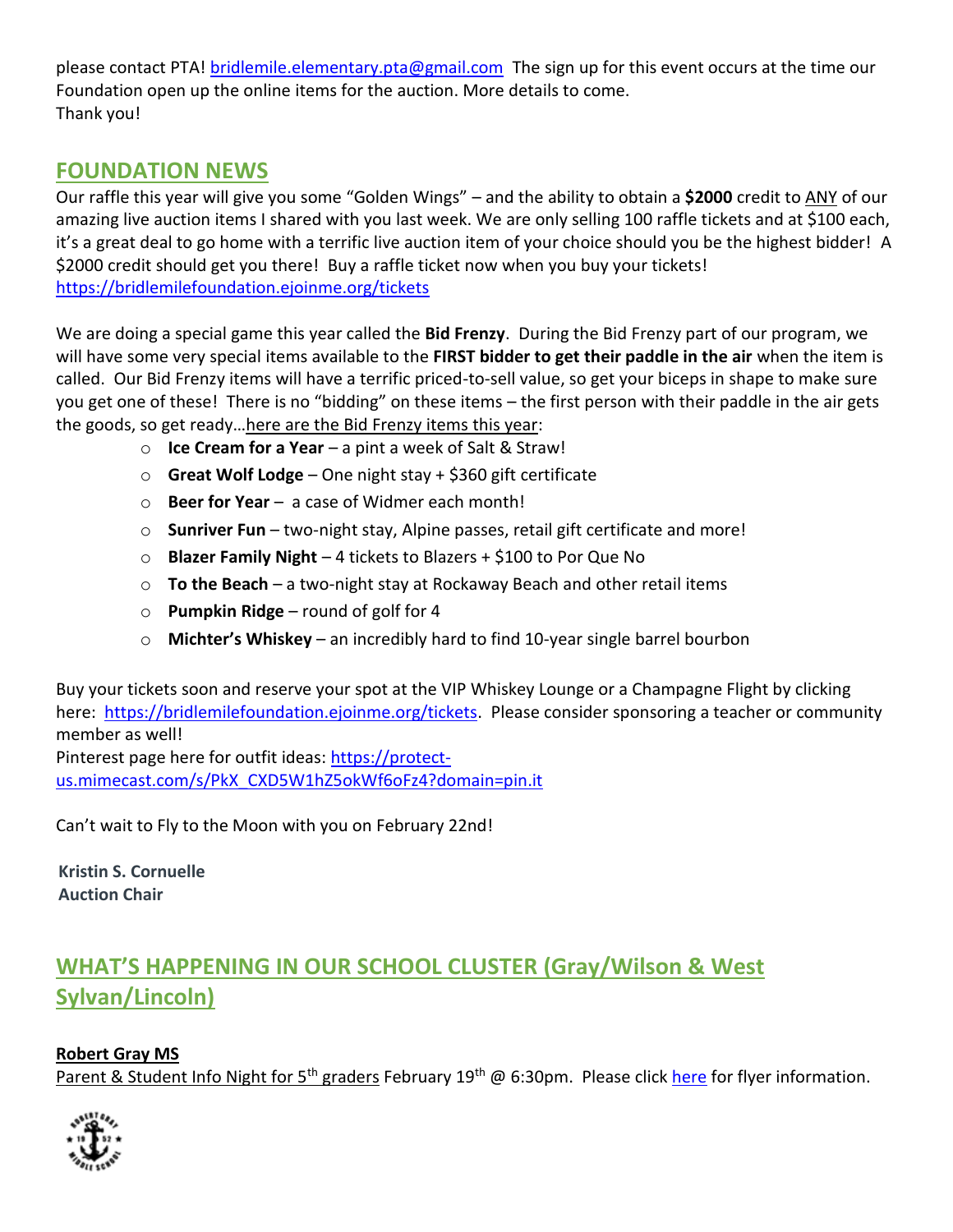please contact PTA! bridlemile.elementary.pta@gmail.com The sign up for this event occurs at the time our Foundation open up the online items for the auction. More details to come.
Thank you!

## FOUNDATION NEWS

Our raffle this year will give you some "Golden Wings" – and the ability to obtain a **$2000** credit to ANY of our amazing live auction items I shared with you last week. We are only selling 100 raffle tickets and at $100 each, it's a great deal to go home with a terrific live auction item of your choice should you be the highest bidder! A $2000 credit should get you there! Buy a raffle ticket now when you buy your tickets!
https://bridlemilefoundation.ejoinme.org/tickets

We are doing a special game this year called the **Bid Frenzy**. During the Bid Frenzy part of our program, we will have some very special items available to the **FIRST bidder to get their paddle in the air** when the item is called. Our Bid Frenzy items will have a terrific priced-to-sell value, so get your biceps in shape to make sure you get one of these! There is no "bidding" on these items – the first person with their paddle in the air gets the goods, so get ready…here are the Bid Frenzy items this year:

- **Ice Cream for a Year** – a pint a week of Salt & Straw!
- **Great Wolf Lodge** – One night stay + $360 gift certificate
- **Beer for Year** – a case of Widmer each month!
- **Sunriver Fun** – two-night stay, Alpine passes, retail gift certificate and more!
- **Blazer Family Night** – 4 tickets to Blazers + $100 to Por Que No
- **To the Beach** – a two-night stay at Rockaway Beach and other retail items
- **Pumpkin Ridge** – round of golf for 4
- **Michter's Whiskey** – an incredibly hard to find 10-year single barrel bourbon

Buy your tickets soon and reserve your spot at the VIP Whiskey Lounge or a Champagne Flight by clicking here: https://bridlemilefoundation.ejoinme.org/tickets. Please consider sponsoring a teacher or community member as well!
Pinterest page here for outfit ideas: https://protect-us.mimecast.com/s/PkX_CXD5W1hZ5okWf6oFz4?domain=pin.it

Can't wait to Fly to the Moon with you on February 22nd!

**Kristin S. Cornuelle**
**Auction Chair**

## WHAT'S HAPPENING IN OUR SCHOOL CLUSTER (Gray/Wilson & West Sylvan/Lincoln)

**Robert Gray MS**
Parent & Student Info Night for 5th graders February 19th @ 6:30pm. Please click here for flyer information.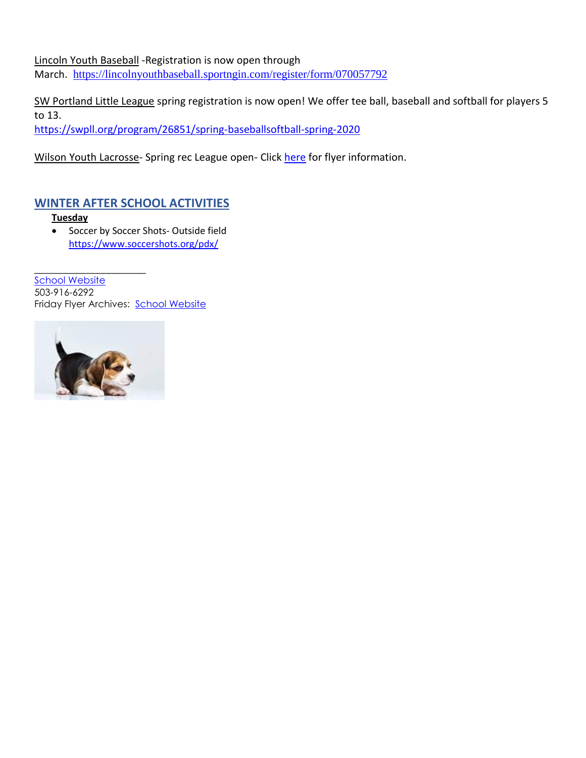Lincoln Youth Baseball -Registration is now open through March. https://lincolnyouthbaseball.sportngin.com/register/form/070057792

SW Portland Little League spring registration is now open! We offer tee ball, baseball and softball for players 5 to 13.
https://swpll.org/program/26851/spring-baseballsoftball-spring-2020

Wilson Youth Lacrosse- Spring rec League open- Click here for flyer information.

## WINTER AFTER SCHOOL ACTIVITIES

**Tuesday**

- Soccer by Soccer Shots- Outside field https://www.soccershots.org/pdx/

---

School Website
503-916-6292
Friday Flyer Archives: School Website